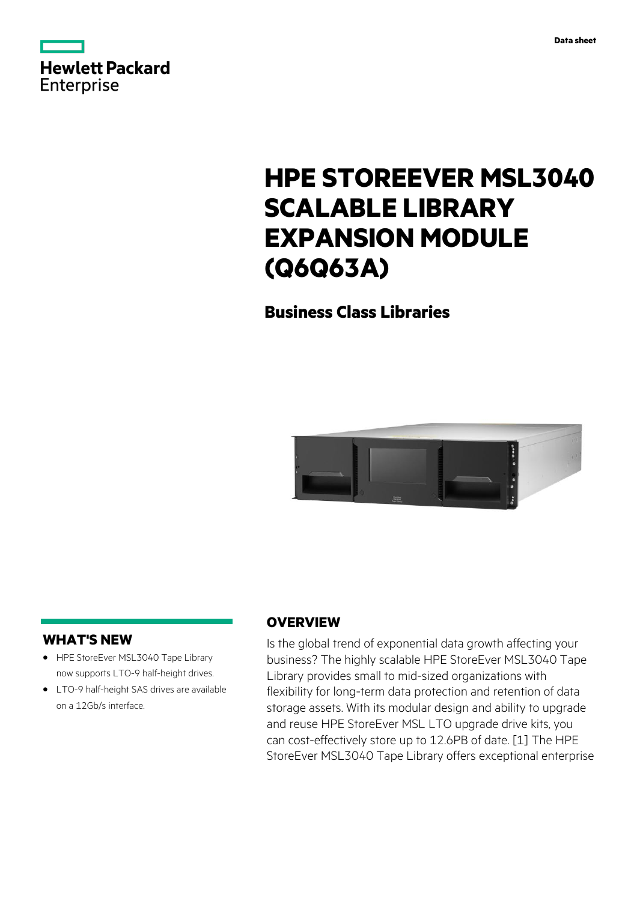Data sheet

# HPE STOREEVER MSL3040 SCALABLE LIBRARY EXPANSION MODULE (Q6Q63A)

## Business Class Libraries

## WHAT'S NEW

- HPE StoreEver MSL3040 Tape Library now supports LTO-9 half-height drives.
- LTO-9 half-height SAS drives are available on a 12Gb/s interface.

## OVERVIEW

Is the global trend of exponential data growth affecting your business? The highly scalable HPE StoreEver MSL3040 Tape Library provides small to mid-sized organizations with flexibility for long-term data protection and retention of data storage assets. With its modular design and ability to upgrade and reuse HPE StoreEver MSL LTO upgrade drive kits, you can cost-effectively store up to 12.6PB of date. [1] The HPE StoreEver MSL3040 Tape Library offers exceptional enterprise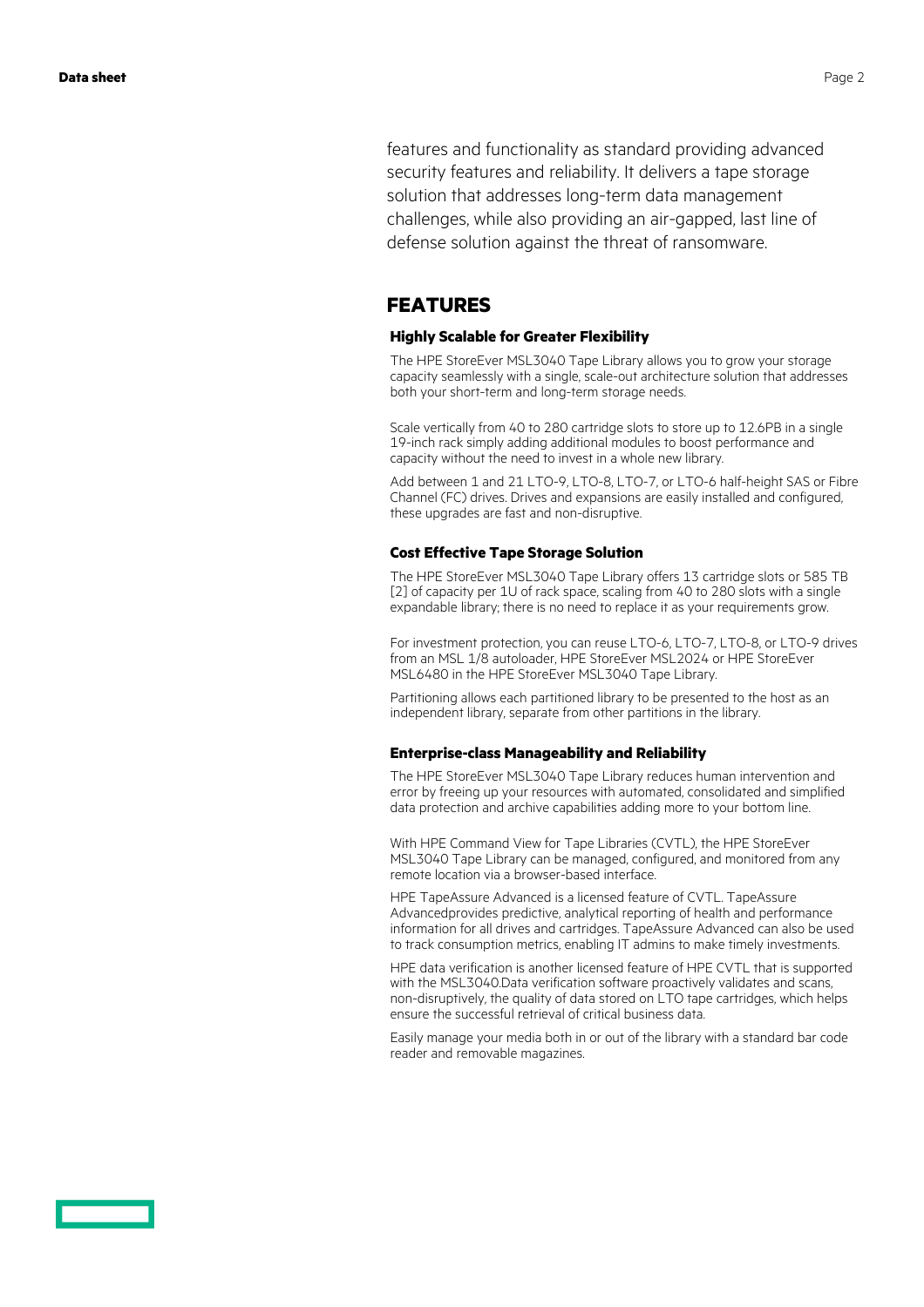features and functionality as standard providing advanced security features and reliability. It delivers a tape storage solution that addresses long-term data management challenges, while also providing an air-gapped, last line of defense solution against the threat of ransomware.

## FEATURES

### Highly Scalable for Greater Flexibility

The HPE StoreEver MSL3040 Tape Library allows you to grow your storage capacity seamlessly with a single, scale-out architecture solution that addresses both your short-term and long-term storage needs.

Scale vertically from 40 to 280 cartridge slots to store up to 12.6PB in a single 19-inch rack simply adding additional modules to boost performance and capacity without the need to invest in a whole new library.

Add between 1 and 21 LTO-9, LTO-8, LTO-7, or LTO-6 half-height SAS or Fibre Channel (FC) drives. Drives and expansions are easily installed and configured, these upgrades are fast and non-disruptive.

### Cost Effective Tape Storage Solution

The HPE StoreEver MSL3040 Tape Library offers 13 cartridge slots or 585 TB [2] of capacity per 1U of rack space, scaling from 40 to 280 slots with a single expandable library; there is no need to replace it as your requirements grow.

For investment protection, you can reuse LTO-6, LTO-7, LTO-8, or LTO-9 drives from an MSL 1/8 autoloader, HPE StoreEver MSL2024 or HPE StoreEver MSL6480 in the HPE StoreEver MSL3040 Tape Library.

Partitioning allows each partitioned library to be presented to the host as an independent library, separate from other partitions in the library.

### Enterprise-class Manageability and Reliability

The HPE StoreEver MSL3040 Tape Library reduces human intervention and error by freeing up your resources with automated, consolidated and simplified data protection and archive capabilities adding more to your bottom line.

With HPE Command View for Tape Libraries (CVTL), the HPE StoreEver MSL3040 Tape Library can be managed, configured, and monitored from any remote location via a browser-based interface.

HPE TapeAssure Advanced is a licensed feature of CVTL. TapeAssure Advancedprovides predictive, analytical reporting of health and performance information for all drives and cartridges. TapeAssure Advanced can also be used to track consumption metrics, enabling IT admins to make timely investments.

HPE data verification is another licensed feature of HPE CVTL that is supported with the MSL3040.Data verification software proactively validates and scans, non-disruptively, the quality of data stored on LTO tape cartridges, which helps ensure the successful retrieval of critical business data.

Easily manage your media both in or out of the library with a standard bar code reader and removable magazines.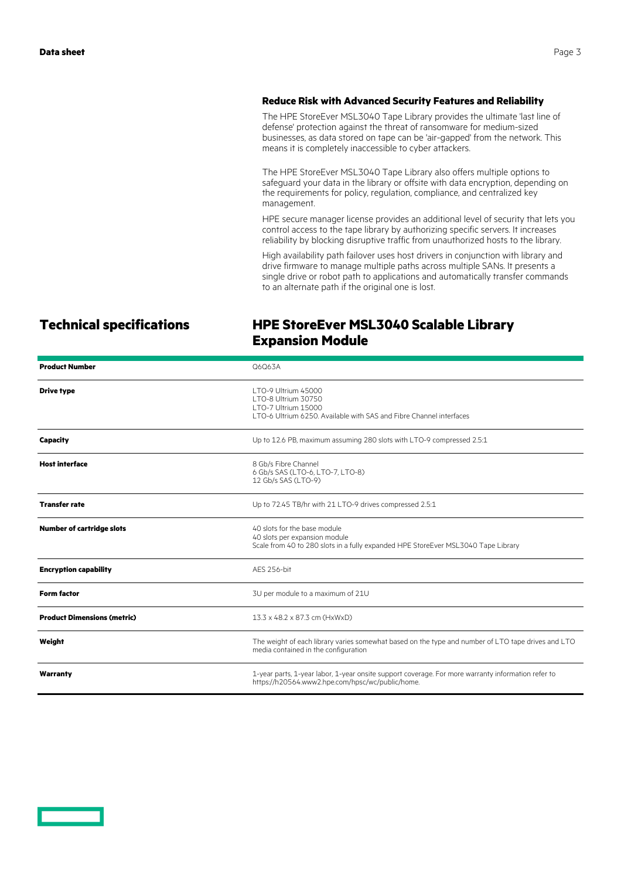### Reduce Risk with Advanced Security Features and Reliability

The HPE StoreEver MSL3040 Tape Library provides the ultimate 'last line of defense' protection against the threat of ransomware for medium-sized businesses, as data stored on tape can be 'air-gapped' from the network. This means it is completely inaccessible to cyber attackers.

The HPE StoreEver MSL3040 Tape Library also offers multiple options to safeguard your data in the library or offsite with data encryption, depending on the requirements for policy, regulation, compliance, and centralized key management.

HPE secure manager license provides an additional level of security that lets you control access to the tape library by authorizing specific servers. It increases reliability by blocking disruptive traffic from unauthorized hosts to the library.

High availability path failover uses host drivers in conjunction with library and drive firmware to manage multiple paths across multiple SANs. It presents a single drive or robot path to applications and automatically transfer commands to an alternate path if the original one is lost.

## Technical specifications

## HPE StoreEver MSL3040 Scalable Library Expansion Module

| | |
|---|---|
| **Product Number** | Q6Q63A |
| **Drive type** | LTO-9 Ultrium 45000<br>LTO-8 Ultrium 30750<br>LTO-7 Ultrium 15000<br>LTO-6 Ultrium 6250. Available with SAS and Fibre Channel interfaces |
| **Capacity** | Up to 12.6 PB, maximum assuming 280 slots with LTO-9 compressed 2.5:1 |
| **Host interface** | 8 Gb/s Fibre Channel<br>6 Gb/s SAS (LTO-6, LTO-7, LTO-8)<br>12 Gb/s SAS (LTO-9) |
| **Transfer rate** | Up to 72.45 TB/hr with 21 LTO-9 drives compressed 2.5:1 |
| **Number of cartridge slots** | 40 slots for the base module<br>40 slots per expansion module<br>Scale from 40 to 280 slots in a fully expanded HPE StoreEver MSL3040 Tape Library |
| **Encryption capability** | AES 256-bit |
| **Form factor** | 3U per module to a maximum of 21U |
| **Product Dimensions (metric)** | 13.3 x 48.2 x 87.3 cm (HxWxD) |
| **Weight** | The weight of each library varies somewhat based on the type and number of LTO tape drives and LTO media contained in the configuration |
| **Warranty** | 1-year parts, 1-year labor, 1-year onsite support coverage. For more warranty information refer to https://h20564.www2.hpe.com/hpsc/wc/public/home. |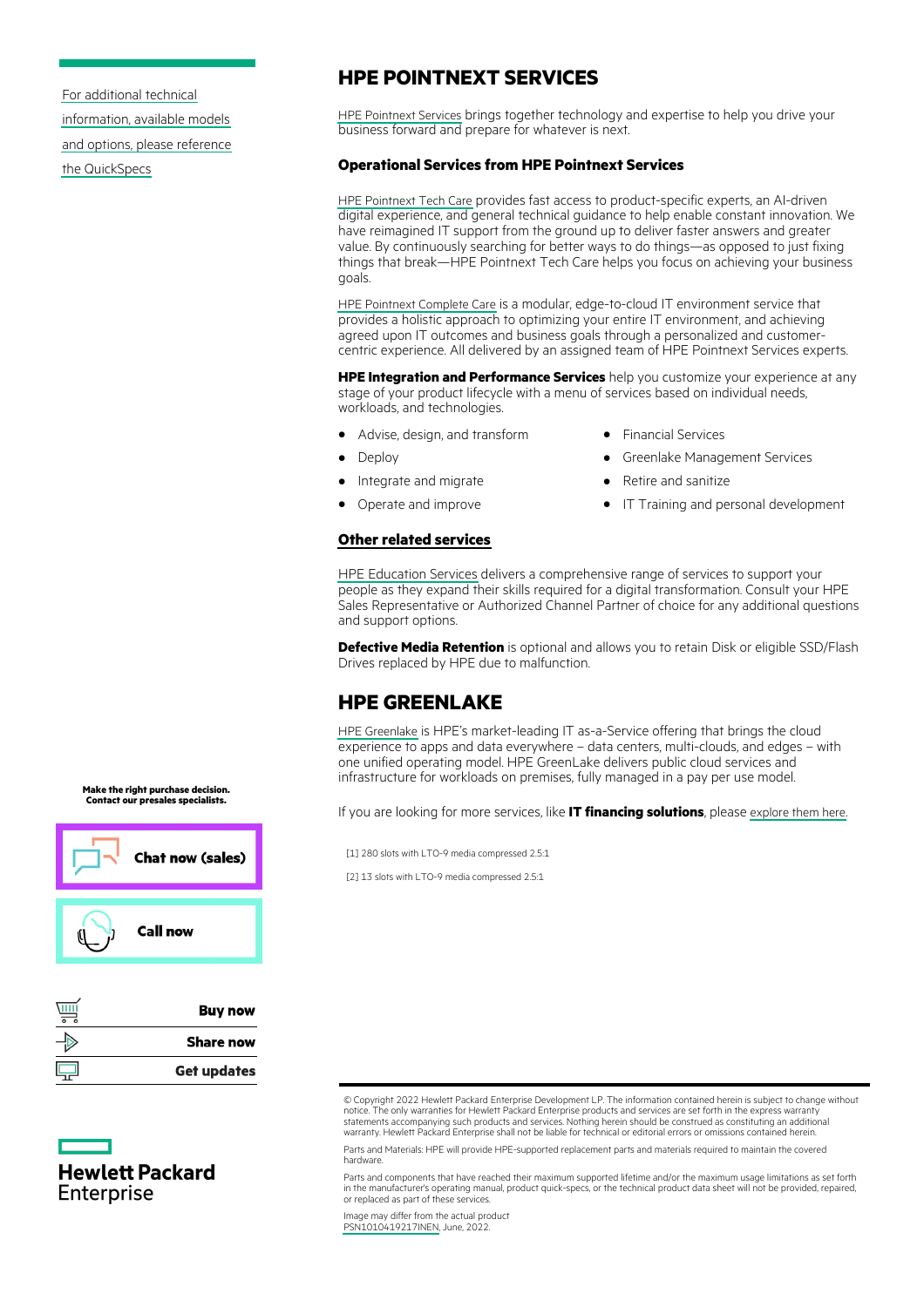For additional technical information, available models and options, please reference the QuickSpecs

# HPE POINTNEXT SERVICES

HPE Pointnext Services brings together technology and expertise to help you drive your business forward and prepare for whatever is next.

### Operational Services from HPE Pointnext Services

HPE Pointnext Tech Care provides fast access to product-specific experts, an AI-driven digital experience, and general technical guidance to help enable constant innovation. We have reimagined IT support from the ground up to deliver faster answers and greater value. By continuously searching for better ways to do things—as opposed to just fixing things that break—HPE Pointnext Tech Care helps you focus on achieving your business goals.

HPE Pointnext Complete Care is a modular, edge-to-cloud IT environment service that provides a holistic approach to optimizing your entire IT environment, and achieving agreed upon IT outcomes and business goals through a personalized and customer-centric experience. All delivered by an assigned team of HPE Pointnext Services experts.

**HPE Integration and Performance Services** help you customize your experience at any stage of your product lifecycle with a menu of services based on individual needs, workloads, and technologies.

- Advise, design, and transform
- Deploy
- Integrate and migrate
- Operate and improve
- Financial Services
- Greenlake Management Services
- Retire and sanitize
- IT Training and personal development

### Other related services

HPE Education Services delivers a comprehensive range of services to support your people as they expand their skills required for a digital transformation. Consult your HPE Sales Representative or Authorized Channel Partner of choice for any additional questions and support options.

**Defective Media Retention** is optional and allows you to retain Disk or eligible SSD/Flash Drives replaced by HPE due to malfunction.

# HPE GREENLAKE

HPE Greenlake is HPE's market-leading IT as-a-Service offering that brings the cloud experience to apps and data everywhere – data centers, multi-clouds, and edges – with one unified operating model. HPE GreenLake delivers public cloud services and infrastructure for workloads on premises, fully managed in a pay per use model.

If you are looking for more services, like **IT financing solutions**, please explore them here.

[1] 280 slots with LTO-9 media compressed 2.5:1

[2] 13 slots with LTO-9 media compressed 2.5:1

**Make the right purchase decision. Contact our presales specialists.**

Chat now (sales)

Call now

Buy now

Share now

Get updates

Hewlett Packard Enterprise

© Copyright 2022 Hewlett Packard Enterprise Development LP. The information contained herein is subject to change without notice. The only warranties for Hewlett Packard Enterprise products and services are set forth in the express warranty statements accompanying such products and services. Nothing herein should be construed as constituting an additional warranty. Hewlett Packard Enterprise shall not be liable for technical or editorial errors or omissions contained herein.

Parts and Materials: HPE will provide HPE-supported replacement parts and materials required to maintain the covered hardware.

Parts and components that have reached their maximum supported lifetime and/or the maximum usage limitations as set forth in the manufacturer's operating manual, product quick-specs, or the technical product data sheet will not be provided, repaired, or replaced as part of these services.

Image may differ from the actual product

PSN1010419217INEN, June, 2022.